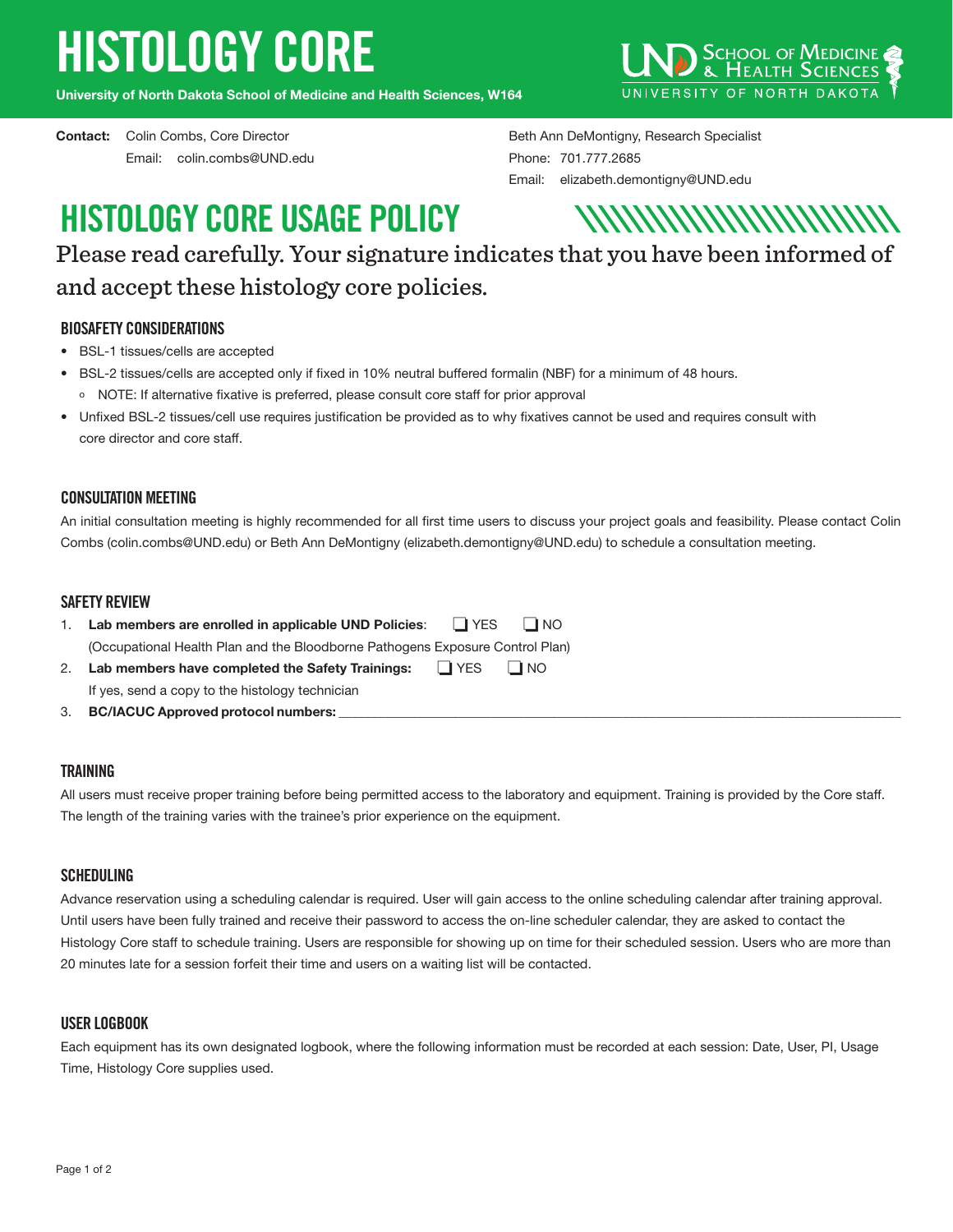# HISTOLOGY CORE

**University of North Dakota School of Medicine and Health Sciences, W164**

UND School of Medicine & Health Sciences
UNIVERSITY OF NORTH DAKOTA

**Contact:** Colin Combs, Core Director
Email: colin.combs@UND.edu

Beth Ann DeMontigny, Research Specialist
Phone: 701.777.2685
Email: elizabeth.demontigny@UND.edu

## HISTOLOGY CORE USAGE POLICY

Please read carefully. Your signature indicates that you have been informed of and accept these histology core policies.

### BIOSAFETY CONSIDERATIONS

- BSL-1 tissues/cells are accepted
- BSL-2 tissues/cells are accepted only if fixed in 10% neutral buffered formalin (NBF) for a minimum of 48 hours.
  - NOTE: If alternative fixative is preferred, please consult core staff for prior approval
- Unfixed BSL-2 tissues/cell use requires justification be provided as to why fixatives cannot be used and requires consult with core director and core staff.

### CONSULTATION MEETING

An initial consultation meeting is highly recommended for all first time users to discuss your project goals and feasibility. Please contact Colin Combs (colin.combs@UND.edu) or Beth Ann DeMontigny (elizabeth.demontigny@UND.edu) to schedule a consultation meeting.

### SAFETY REVIEW

1. **Lab members are enrolled in applicable UND Policies**: ☐ YES ☐ NO
   (Occupational Health Plan and the Bloodborne Pathogens Exposure Control Plan)
2. **Lab members have completed the Safety Trainings:** ☐ YES ☐ NO
   If yes, send a copy to the histology technician
3. **BC/IACUC Approved protocol numbers:** ______________________________

### TRAINING

All users must receive proper training before being permitted access to the laboratory and equipment. Training is provided by the Core staff. The length of the training varies with the trainee's prior experience on the equipment.

### SCHEDULING

Advance reservation using a scheduling calendar is required. User will gain access to the online scheduling calendar after training approval. Until users have been fully trained and receive their password to access the on-line scheduler calendar, they are asked to contact the Histology Core staff to schedule training. Users are responsible for showing up on time for their scheduled session. Users who are more than 20 minutes late for a session forfeit their time and users on a waiting list will be contacted.

### USER LOGBOOK

Each equipment has its own designated logbook, where the following information must be recorded at each session: Date, User, PI, Usage Time, Histology Core supplies used.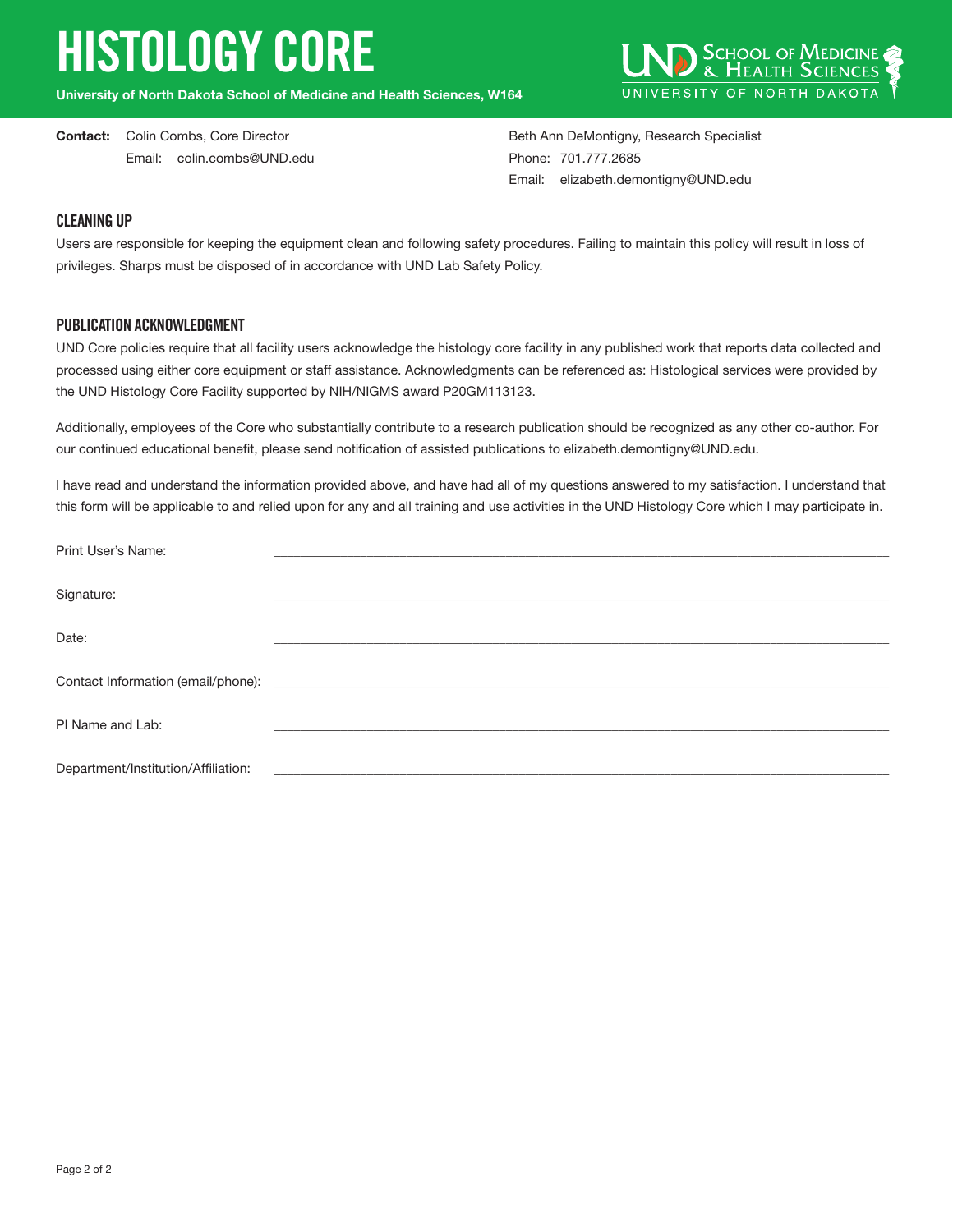# HISTOLOGY CORE

**University of North Dakota School of Medicine and Health Sciences, W164**

UND School of Medicine & Health Sciences
UNIVERSITY OF NORTH DAKOTA

**Contact:** Colin Combs, Core Director
Email: colin.combs@UND.edu

Beth Ann DeMontigny, Research Specialist
Phone: 701.777.2685
Email: elizabeth.demontigny@UND.edu

## CLEANING UP

Users are responsible for keeping the equipment clean and following safety procedures. Failing to maintain this policy will result in loss of privileges. Sharps must be disposed of in accordance with UND Lab Safety Policy.

## PUBLICATION ACKNOWLEDGMENT

UND Core policies require that all facility users acknowledge the histology core facility in any published work that reports data collected and processed using either core equipment or staff assistance. Acknowledgments can be referenced as: Histological services were provided by the UND Histology Core Facility supported by NIH/NIGMS award P20GM113123.

Additionally, employees of the Core who substantially contribute to a research publication should be recognized as any other co-author. For our continued educational benefit, please send notification of assisted publications to elizabeth.demontigny@UND.edu.

I have read and understand the information provided above, and have had all of my questions answered to my satisfaction. I understand that this form will be applicable to and relied upon for any and all training and use activities in the UND Histology Core which I may participate in.

Print User's Name: ______________________________

Signature: ______________________________

Date: ______________________________

Contact Information (email/phone): ______________________________

PI Name and Lab: ______________________________

Department/Institution/Affiliation: ______________________________